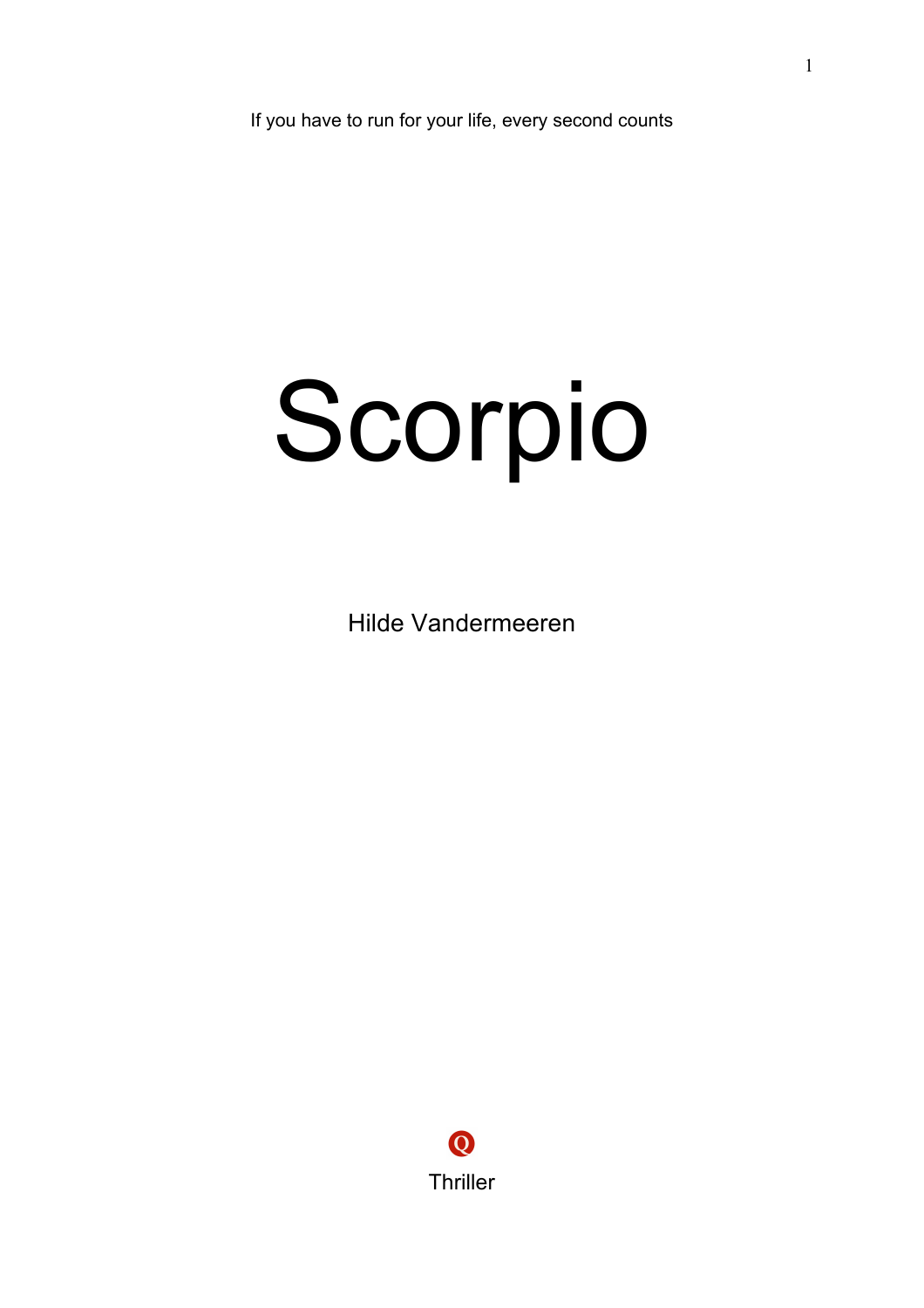If you have to run for your life, every second counts

# Scorpio

Hilde Vandermeeren

Thriller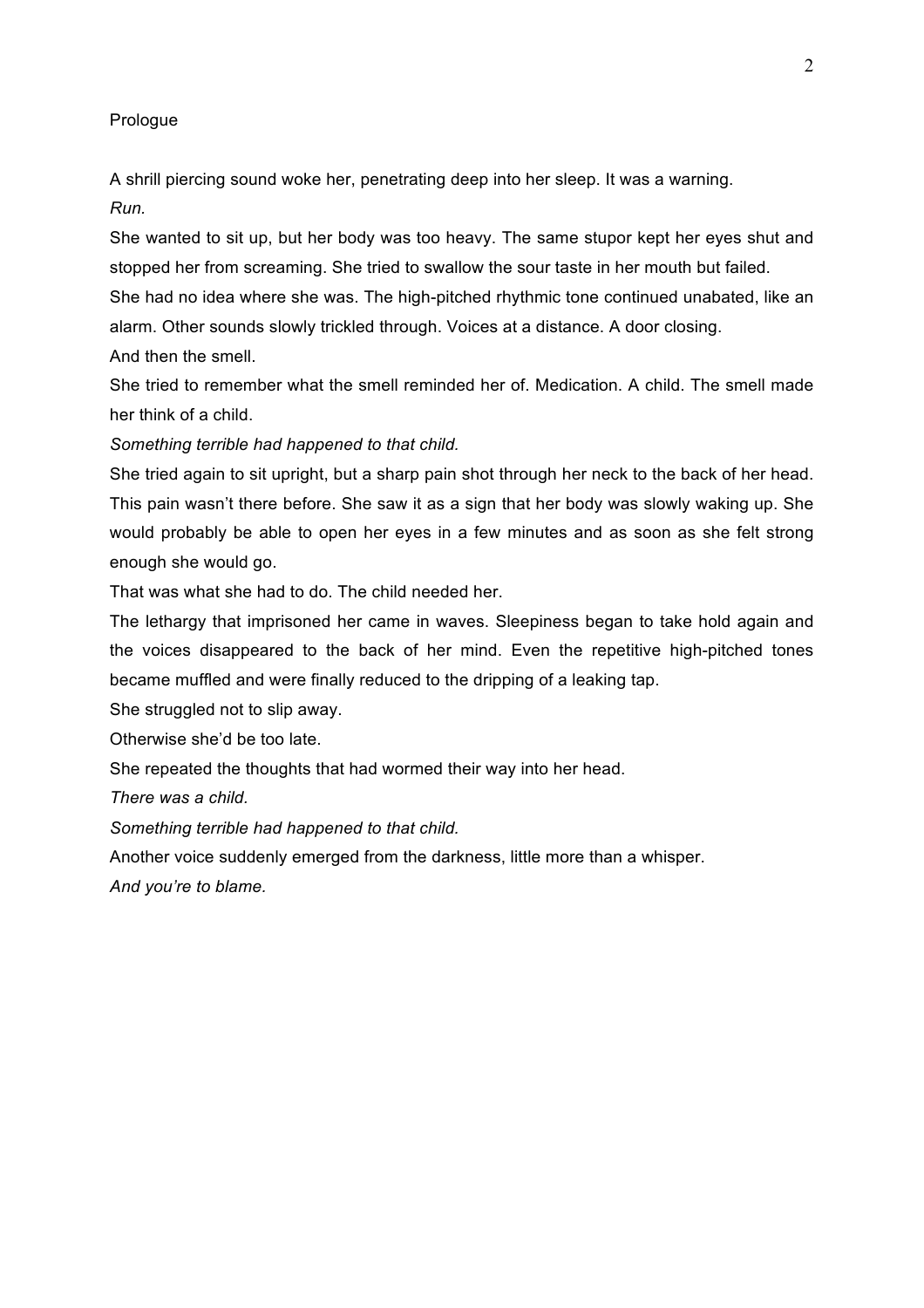# Prologue

A shrill piercing sound woke her, penetrating deep into her sleep. It was a warning.

*Run.*

She wanted to sit up, but her body was too heavy. The same stupor kept her eyes shut and stopped her from screaming. She tried to swallow the sour taste in her mouth but failed.

She had no idea where she was. The high-pitched rhythmic tone continued unabated, like an alarm. Other sounds slowly trickled through. Voices at a distance. A door closing.

And then the smell.

She tried to remember what the smell reminded her of. Medication. A child. The smell made her think of a child.

*Something terrible had happened to that child.*

She tried again to sit upright, but a sharp pain shot through her neck to the back of her head. This pain wasn't there before. She saw it as a sign that her body was slowly waking up. She would probably be able to open her eyes in a few minutes and as soon as she felt strong enough she would go.

That was what she had to do. The child needed her.

The lethargy that imprisoned her came in waves. Sleepiness began to take hold again and the voices disappeared to the back of her mind. Even the repetitive high-pitched tones became muffled and were finally reduced to the dripping of a leaking tap.

She struggled not to slip away.

Otherwise she'd be too late.

She repeated the thoughts that had wormed their way into her head.

*There was a child.*

*Something terrible had happened to that child.*

Another voice suddenly emerged from the darkness, little more than a whisper.

*And you're to blame.*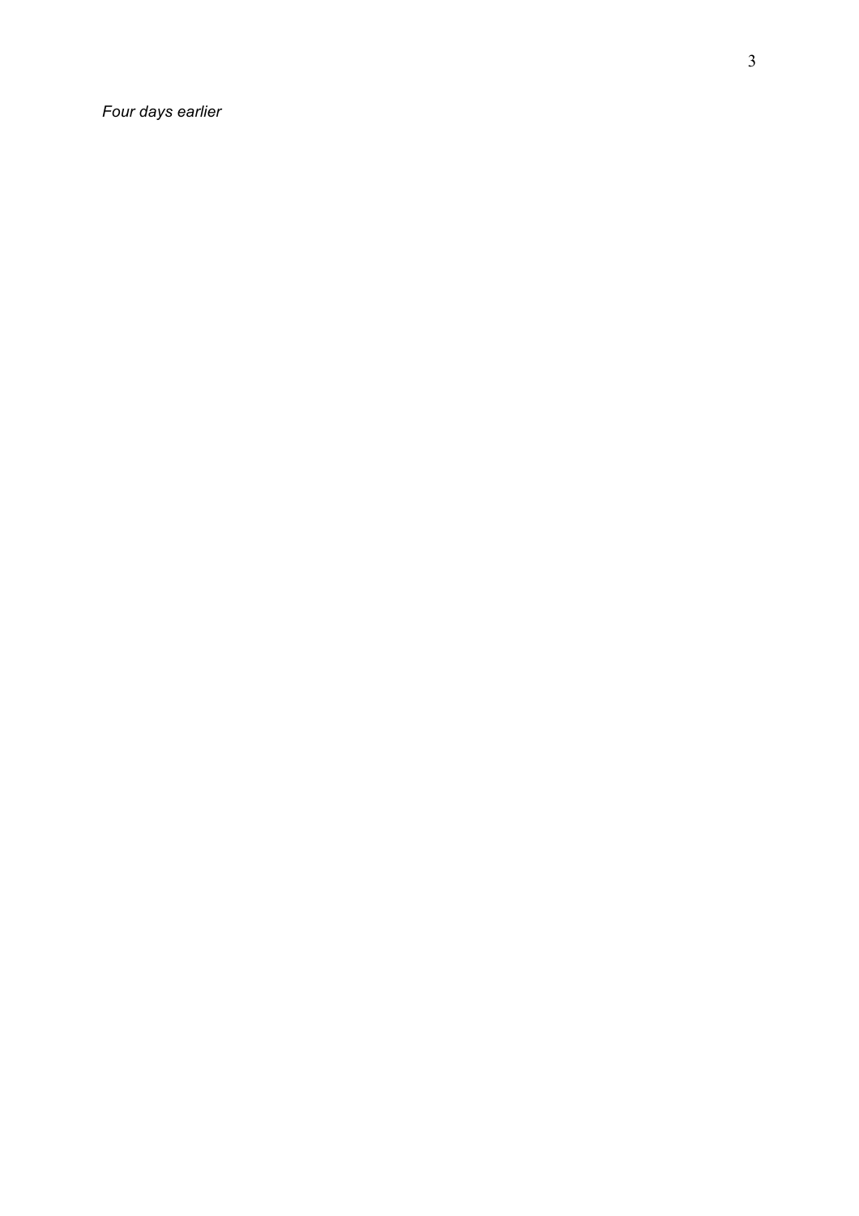*Four days earlier*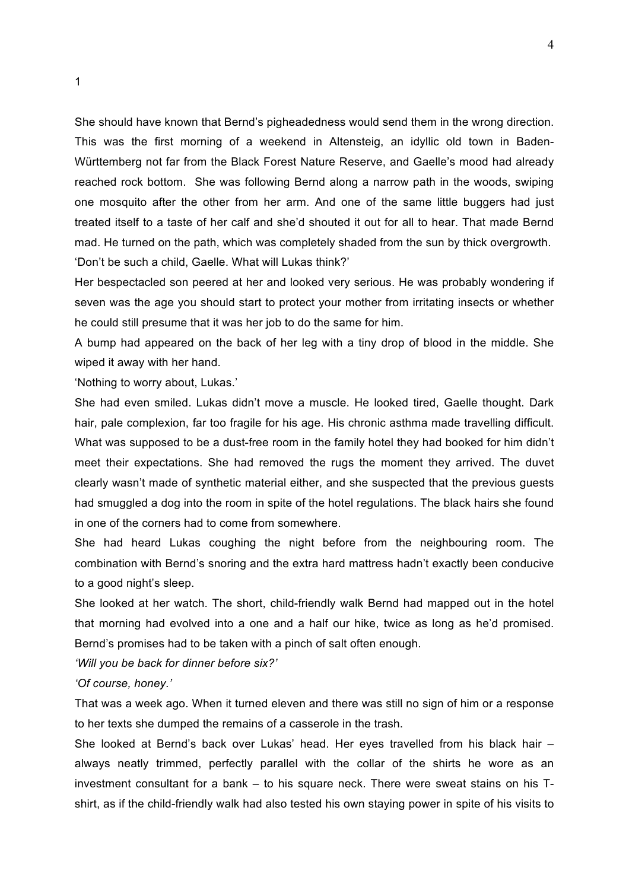# 1

She should have known that Bernd's pigheadedness would send them in the wrong direction. This was the first morning of a weekend in Altensteig, an idyllic old town in Baden-Württemberg not far from the Black Forest Nature Reserve, and Gaelle's mood had already reached rock bottom. She was following Bernd along a narrow path in the woods, swiping one mosquito after the other from her arm. And one of the same little buggers had just treated itself to a taste of her calf and she'd shouted it out for all to hear. That made Bernd mad. He turned on the path, which was completely shaded from the sun by thick overgrowth.

'Don't be such a child, Gaelle. What will Lukas think?'

Her bespectacled son peered at her and looked very serious. He was probably wondering if seven was the age you should start to protect your mother from irritating insects or whether he could still presume that it was her job to do the same for him.

A bump had appeared on the back of her leg with a tiny drop of blood in the middle. She wiped it away with her hand.

'Nothing to worry about, Lukas.'

She had even smiled. Lukas didn't move a muscle. He looked tired, Gaelle thought. Dark hair, pale complexion, far too fragile for his age. His chronic asthma made travelling difficult. What was supposed to be a dust-free room in the family hotel they had booked for him didn't meet their expectations. She had removed the rugs the moment they arrived. The duvet clearly wasn't made of synthetic material either, and she suspected that the previous guests had smuggled a dog into the room in spite of the hotel regulations. The black hairs she found in one of the corners had to come from somewhere.

She had heard Lukas coughing the night before from the neighbouring room. The combination with Bernd's snoring and the extra hard mattress hadn't exactly been conducive to a good night's sleep.

She looked at her watch. The short, child-friendly walk Bernd had mapped out in the hotel that morning had evolved into a one and a half our hike, twice as long as he'd promised. Bernd's promises had to be taken with a pinch of salt often enough.

*'Will you be back for dinner before six?'*

*'Of course, honey.'*

That was a week ago. When it turned eleven and there was still no sign of him or a response to her texts she dumped the remains of a casserole in the trash.

She looked at Bernd's back over Lukas' head. Her eyes travelled from his black hair – always neatly trimmed, perfectly parallel with the collar of the shirts he wore as an investment consultant for a bank – to his square neck. There were sweat stains on his T-shirt, as if the child-friendly walk had also tested his own staying power in spite of his visits to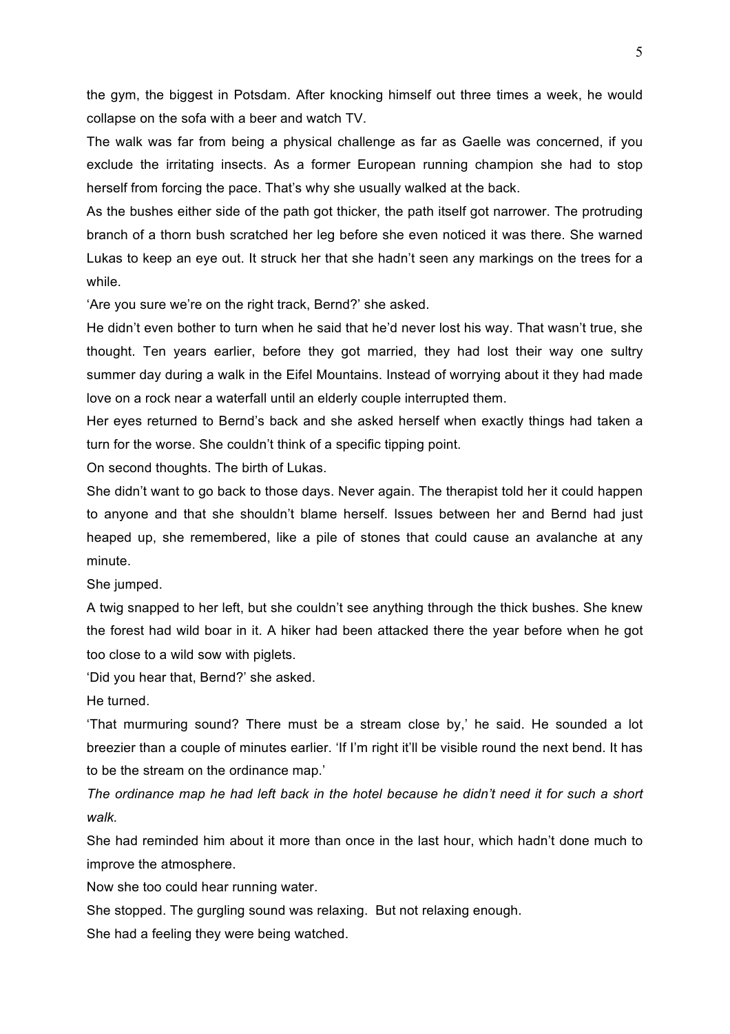the gym, the biggest in Potsdam. After knocking himself out three times a week, he would collapse on the sofa with a beer and watch TV.

The walk was far from being a physical challenge as far as Gaelle was concerned, if you exclude the irritating insects. As a former European running champion she had to stop herself from forcing the pace. That's why she usually walked at the back.

As the bushes either side of the path got thicker, the path itself got narrower. The protruding branch of a thorn bush scratched her leg before she even noticed it was there. She warned Lukas to keep an eye out. It struck her that she hadn't seen any markings on the trees for a while.

'Are you sure we're on the right track, Bernd?' she asked.

He didn't even bother to turn when he said that he'd never lost his way. That wasn't true, she thought. Ten years earlier, before they got married, they had lost their way one sultry summer day during a walk in the Eifel Mountains. Instead of worrying about it they had made love on a rock near a waterfall until an elderly couple interrupted them.

Her eyes returned to Bernd's back and she asked herself when exactly things had taken a turn for the worse. She couldn't think of a specific tipping point.

On second thoughts. The birth of Lukas.

She didn't want to go back to those days. Never again. The therapist told her it could happen to anyone and that she shouldn't blame herself. Issues between her and Bernd had just heaped up, she remembered, like a pile of stones that could cause an avalanche at any minute.

She jumped.

A twig snapped to her left, but she couldn't see anything through the thick bushes. She knew the forest had wild boar in it. A hiker had been attacked there the year before when he got too close to a wild sow with piglets.

'Did you hear that, Bernd?' she asked.

He turned.

'That murmuring sound? There must be a stream close by,' he said. He sounded a lot breezier than a couple of minutes earlier. 'If I'm right it'll be visible round the next bend. It has to be the stream on the ordinance map.'

*The ordinance map he had left back in the hotel because he didn't need it for such a short walk.*

She had reminded him about it more than once in the last hour, which hadn't done much to improve the atmosphere.

Now she too could hear running water.

She stopped. The gurgling sound was relaxing. But not relaxing enough.

She had a feeling they were being watched.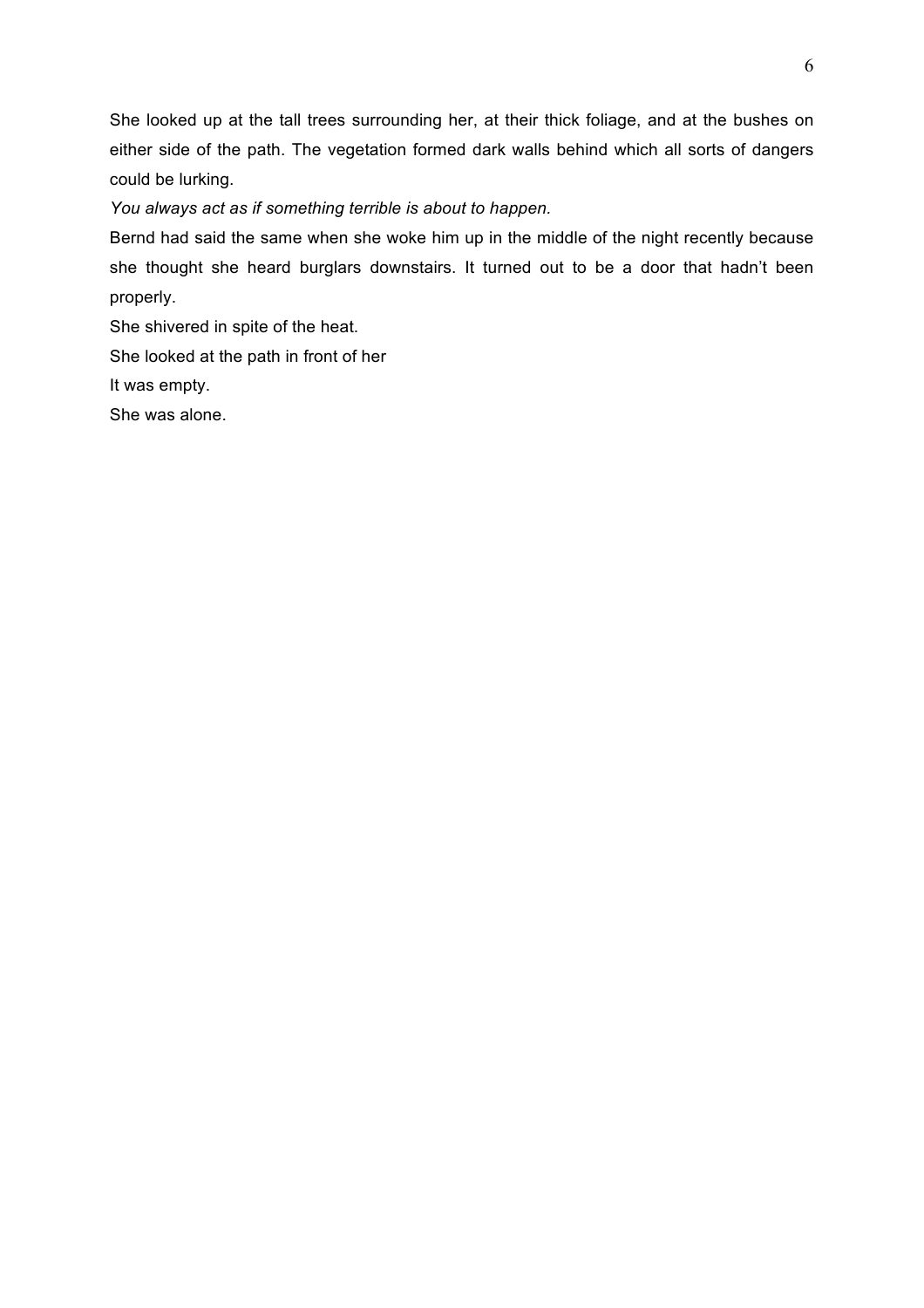She looked up at the tall trees surrounding her, at their thick foliage, and at the bushes on either side of the path. The vegetation formed dark walls behind which all sorts of dangers could be lurking.

*You always act as if something terrible is about to happen.*

Bernd had said the same when she woke him up in the middle of the night recently because she thought she heard burglars downstairs. It turned out to be a door that hadn't been properly.

She shivered in spite of the heat.

She looked at the path in front of her

It was empty.

She was alone.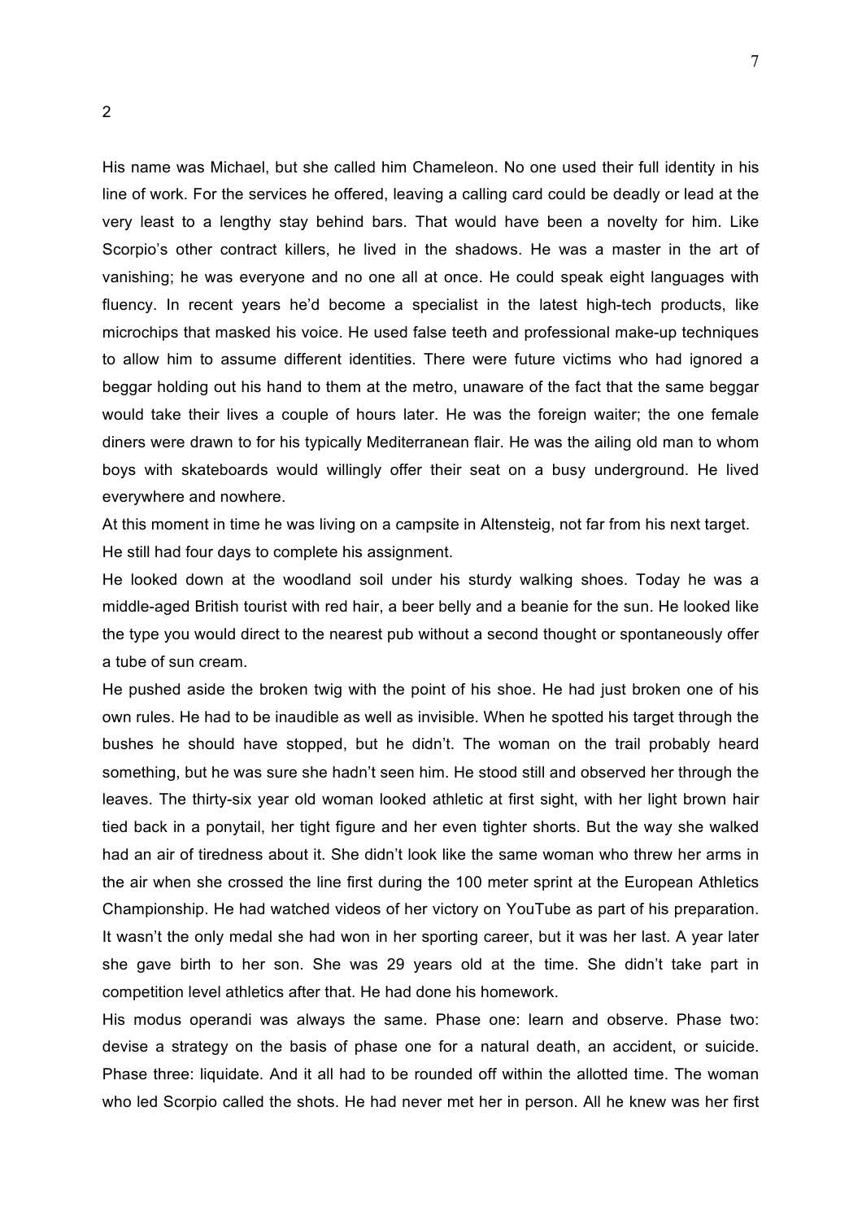## 2

His name was Michael, but she called him Chameleon. No one used their full identity in his line of work. For the services he offered, leaving a calling card could be deadly or lead at the very least to a lengthy stay behind bars. That would have been a novelty for him. Like Scorpio's other contract killers, he lived in the shadows. He was a master in the art of vanishing; he was everyone and no one all at once. He could speak eight languages with fluency. In recent years he'd become a specialist in the latest high-tech products, like microchips that masked his voice. He used false teeth and professional make-up techniques to allow him to assume different identities. There were future victims who had ignored a beggar holding out his hand to them at the metro, unaware of the fact that the same beggar would take their lives a couple of hours later. He was the foreign waiter; the one female diners were drawn to for his typically Mediterranean flair. He was the ailing old man to whom boys with skateboards would willingly offer their seat on a busy underground. He lived everywhere and nowhere.

At this moment in time he was living on a campsite in Altensteig, not far from his next target.

He still had four days to complete his assignment.

He looked down at the woodland soil under his sturdy walking shoes. Today he was a middle-aged British tourist with red hair, a beer belly and a beanie for the sun. He looked like the type you would direct to the nearest pub without a second thought or spontaneously offer a tube of sun cream.

He pushed aside the broken twig with the point of his shoe. He had just broken one of his own rules. He had to be inaudible as well as invisible. When he spotted his target through the bushes he should have stopped, but he didn't. The woman on the trail probably heard something, but he was sure she hadn't seen him. He stood still and observed her through the leaves. The thirty-six year old woman looked athletic at first sight, with her light brown hair tied back in a ponytail, her tight figure and her even tighter shorts. But the way she walked had an air of tiredness about it. She didn't look like the same woman who threw her arms in the air when she crossed the line first during the 100 meter sprint at the European Athletics Championship. He had watched videos of her victory on YouTube as part of his preparation. It wasn't the only medal she had won in her sporting career, but it was her last. A year later she gave birth to her son. She was 29 years old at the time. She didn't take part in competition level athletics after that. He had done his homework.

His modus operandi was always the same. Phase one: learn and observe. Phase two: devise a strategy on the basis of phase one for a natural death, an accident, or suicide. Phase three: liquidate. And it all had to be rounded off within the allotted time. The woman who led Scorpio called the shots. He had never met her in person. All he knew was her first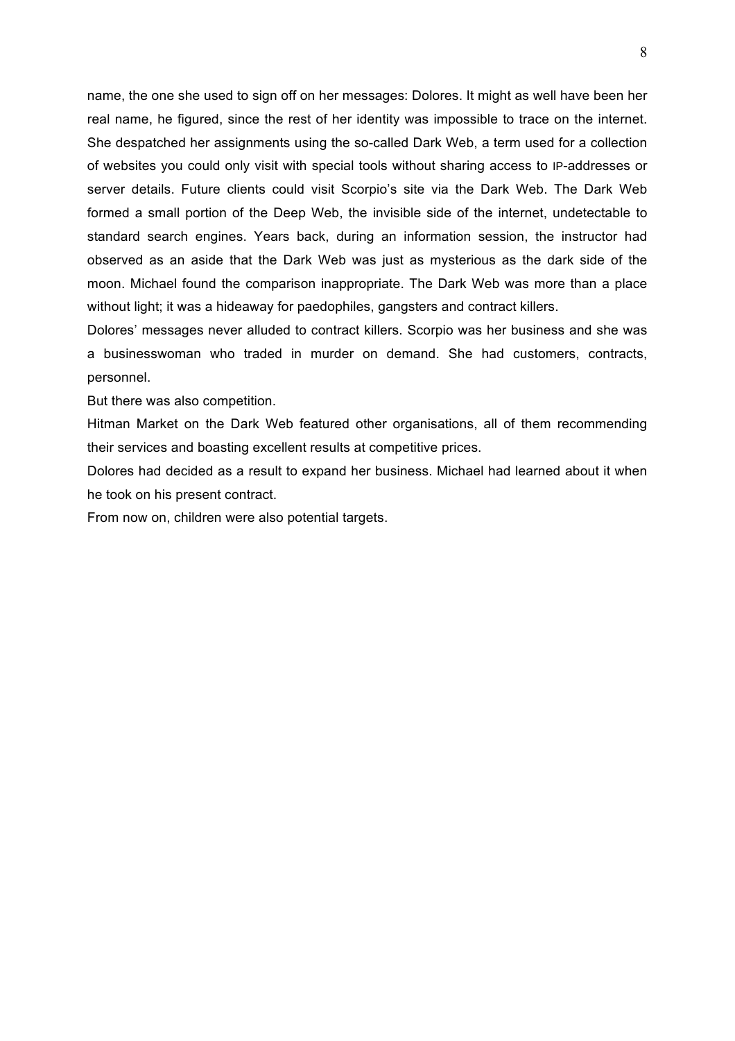name, the one she used to sign off on her messages: Dolores. It might as well have been her real name, he figured, since the rest of her identity was impossible to trace on the internet. She despatched her assignments using the so-called Dark Web, a term used for a collection of websites you could only visit with special tools without sharing access to IP-addresses or server details. Future clients could visit Scorpio's site via the Dark Web. The Dark Web formed a small portion of the Deep Web, the invisible side of the internet, undetectable to standard search engines. Years back, during an information session, the instructor had observed as an aside that the Dark Web was just as mysterious as the dark side of the moon. Michael found the comparison inappropriate. The Dark Web was more than a place without light; it was a hideaway for paedophiles, gangsters and contract killers.

Dolores' messages never alluded to contract killers. Scorpio was her business and she was a businesswoman who traded in murder on demand. She had customers, contracts, personnel.

But there was also competition.

Hitman Market on the Dark Web featured other organisations, all of them recommending their services and boasting excellent results at competitive prices.

Dolores had decided as a result to expand her business. Michael had learned about it when he took on his present contract.

From now on, children were also potential targets.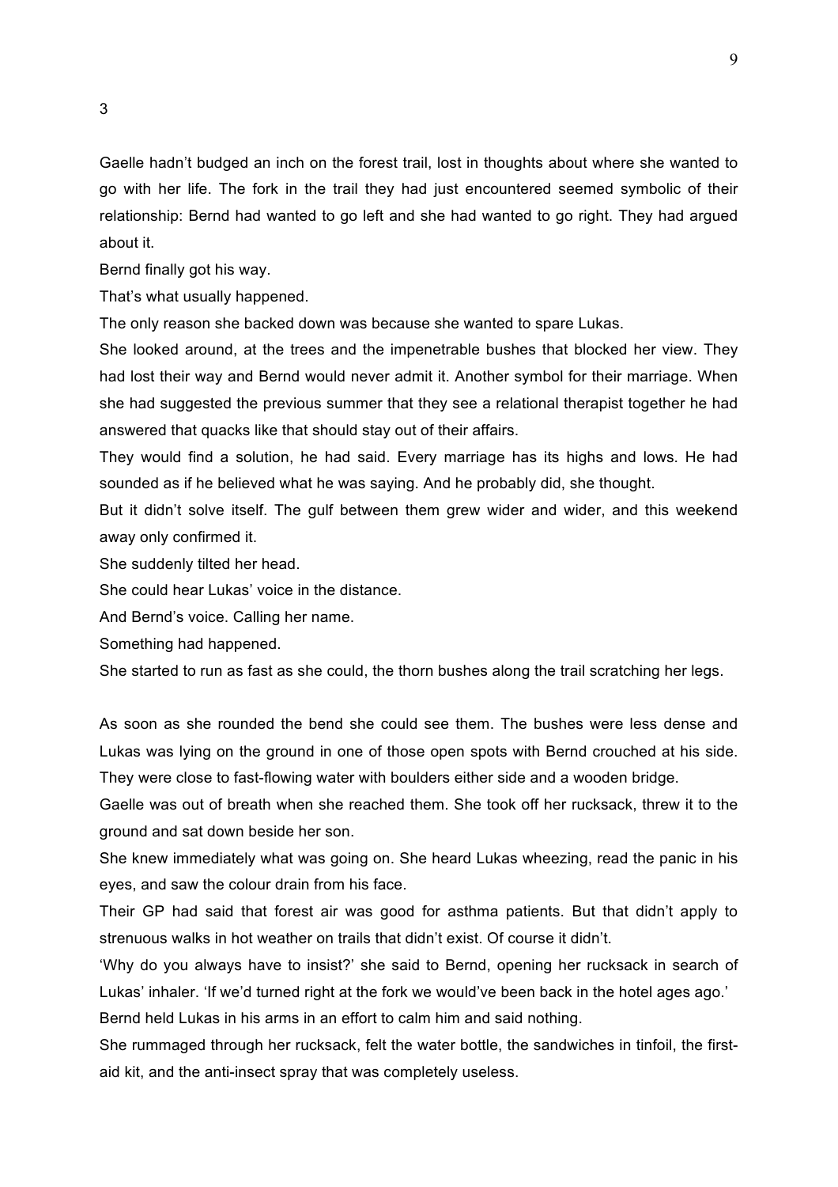## 3

Gaelle hadn't budged an inch on the forest trail, lost in thoughts about where she wanted to go with her life. The fork in the trail they had just encountered seemed symbolic of their relationship: Bernd had wanted to go left and she had wanted to go right. They had argued about it.

Bernd finally got his way.

That's what usually happened.

The only reason she backed down was because she wanted to spare Lukas.

She looked around, at the trees and the impenetrable bushes that blocked her view. They had lost their way and Bernd would never admit it. Another symbol for their marriage. When she had suggested the previous summer that they see a relational therapist together he had answered that quacks like that should stay out of their affairs.

They would find a solution, he had said. Every marriage has its highs and lows. He had sounded as if he believed what he was saying. And he probably did, she thought.

But it didn't solve itself. The gulf between them grew wider and wider, and this weekend away only confirmed it.

She suddenly tilted her head.

She could hear Lukas' voice in the distance.

And Bernd's voice. Calling her name.

Something had happened.

She started to run as fast as she could, the thorn bushes along the trail scratching her legs.

As soon as she rounded the bend she could see them. The bushes were less dense and Lukas was lying on the ground in one of those open spots with Bernd crouched at his side. They were close to fast-flowing water with boulders either side and a wooden bridge.

Gaelle was out of breath when she reached them. She took off her rucksack, threw it to the ground and sat down beside her son.

She knew immediately what was going on. She heard Lukas wheezing, read the panic in his eyes, and saw the colour drain from his face.

Their GP had said that forest air was good for asthma patients. But that didn't apply to strenuous walks in hot weather on trails that didn't exist. Of course it didn't.

'Why do you always have to insist?' she said to Bernd, opening her rucksack in search of Lukas' inhaler. 'If we'd turned right at the fork we would've been back in the hotel ages ago.'

Bernd held Lukas in his arms in an effort to calm him and said nothing.

She rummaged through her rucksack, felt the water bottle, the sandwiches in tinfoil, the first-aid kit, and the anti-insect spray that was completely useless.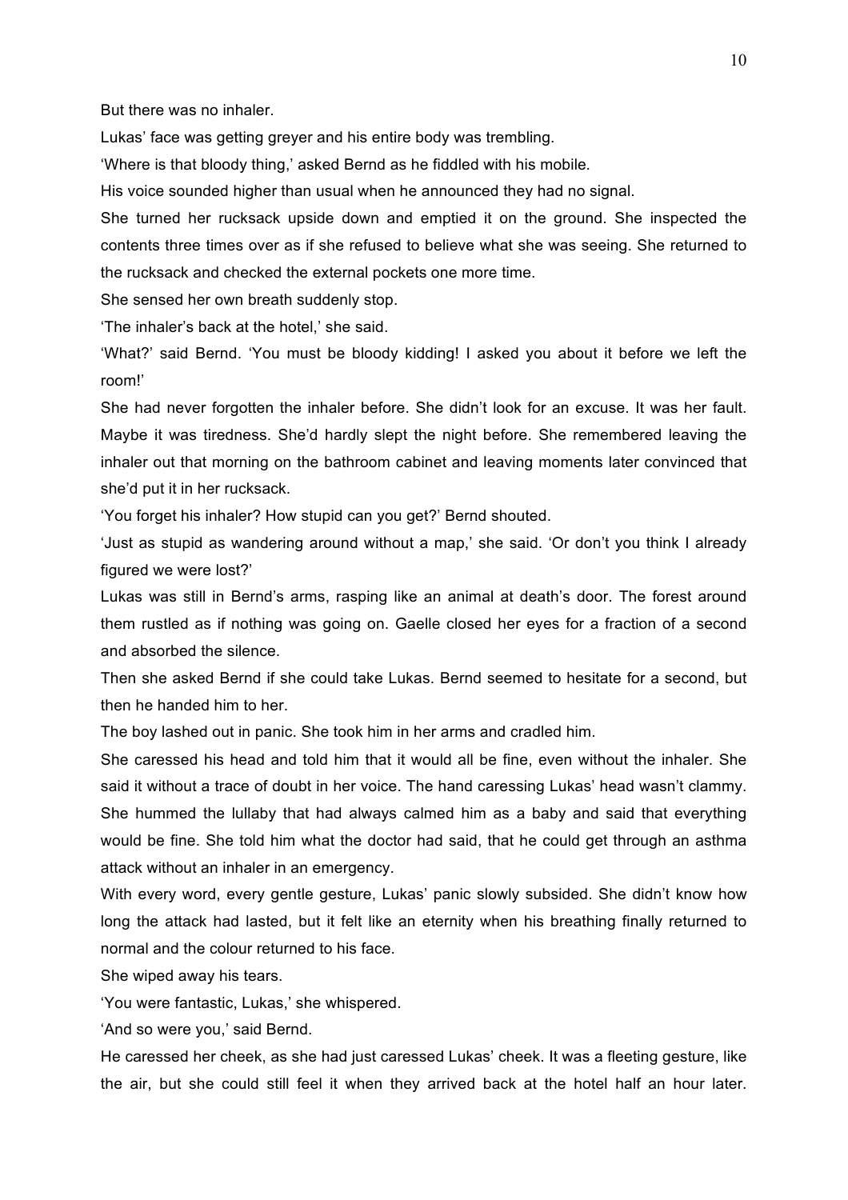But there was no inhaler.

Lukas' face was getting greyer and his entire body was trembling.

'Where is that bloody thing,' asked Bernd as he fiddled with his mobile.

His voice sounded higher than usual when he announced they had no signal.

She turned her rucksack upside down and emptied it on the ground. She inspected the contents three times over as if she refused to believe what she was seeing. She returned to the rucksack and checked the external pockets one more time.

She sensed her own breath suddenly stop.

'The inhaler's back at the hotel,' she said.

'What?' said Bernd. 'You must be bloody kidding! I asked you about it before we left the room!'

She had never forgotten the inhaler before. She didn't look for an excuse. It was her fault. Maybe it was tiredness. She'd hardly slept the night before. She remembered leaving the inhaler out that morning on the bathroom cabinet and leaving moments later convinced that she'd put it in her rucksack.

'You forget his inhaler? How stupid can you get?' Bernd shouted.

'Just as stupid as wandering around without a map,' she said. 'Or don't you think I already figured we were lost?'

Lukas was still in Bernd's arms, rasping like an animal at death's door. The forest around them rustled as if nothing was going on. Gaelle closed her eyes for a fraction of a second and absorbed the silence.

Then she asked Bernd if she could take Lukas. Bernd seemed to hesitate for a second, but then he handed him to her.

The boy lashed out in panic. She took him in her arms and cradled him.

She caressed his head and told him that it would all be fine, even without the inhaler. She said it without a trace of doubt in her voice. The hand caressing Lukas' head wasn't clammy. She hummed the lullaby that had always calmed him as a baby and said that everything would be fine. She told him what the doctor had said, that he could get through an asthma attack without an inhaler in an emergency.

With every word, every gentle gesture, Lukas' panic slowly subsided. She didn't know how long the attack had lasted, but it felt like an eternity when his breathing finally returned to normal and the colour returned to his face.

She wiped away his tears.

'You were fantastic, Lukas,' she whispered.

'And so were you,' said Bernd.

He caressed her cheek, as she had just caressed Lukas' cheek. It was a fleeting gesture, like the air, but she could still feel it when they arrived back at the hotel half an hour later.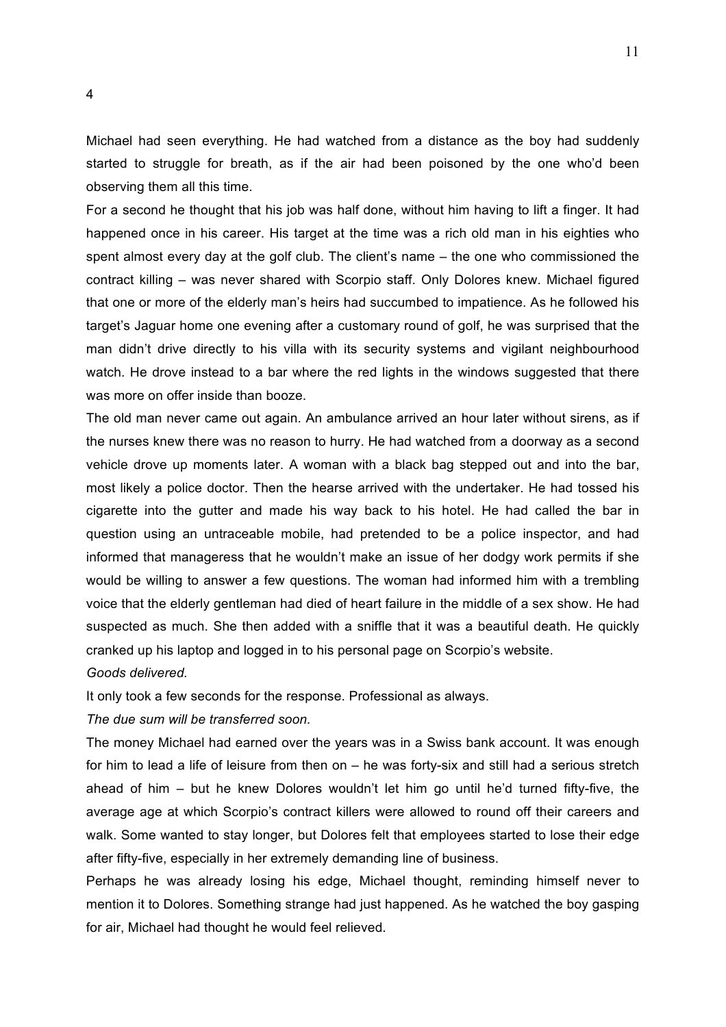# 4

Michael had seen everything. He had watched from a distance as the boy had suddenly started to struggle for breath, as if the air had been poisoned by the one who'd been observing them all this time.

For a second he thought that his job was half done, without him having to lift a finger. It had happened once in his career. His target at the time was a rich old man in his eighties who spent almost every day at the golf club. The client's name – the one who commissioned the contract killing – was never shared with Scorpio staff. Only Dolores knew. Michael figured that one or more of the elderly man's heirs had succumbed to impatience. As he followed his target's Jaguar home one evening after a customary round of golf, he was surprised that the man didn't drive directly to his villa with its security systems and vigilant neighbourhood watch. He drove instead to a bar where the red lights in the windows suggested that there was more on offer inside than booze.

The old man never came out again. An ambulance arrived an hour later without sirens, as if the nurses knew there was no reason to hurry. He had watched from a doorway as a second vehicle drove up moments later. A woman with a black bag stepped out and into the bar, most likely a police doctor. Then the hearse arrived with the undertaker. He had tossed his cigarette into the gutter and made his way back to his hotel. He had called the bar in question using an untraceable mobile, had pretended to be a police inspector, and had informed that manageress that he wouldn't make an issue of her dodgy work permits if she would be willing to answer a few questions. The woman had informed him with a trembling voice that the elderly gentleman had died of heart failure in the middle of a sex show. He had suspected as much. She then added with a sniffle that it was a beautiful death. He quickly cranked up his laptop and logged in to his personal page on Scorpio's website.

*Goods delivered.*

It only took a few seconds for the response. Professional as always.

*The due sum will be transferred soon.*

The money Michael had earned over the years was in a Swiss bank account. It was enough for him to lead a life of leisure from then on – he was forty-six and still had a serious stretch ahead of him – but he knew Dolores wouldn't let him go until he'd turned fifty-five, the average age at which Scorpio's contract killers were allowed to round off their careers and walk. Some wanted to stay longer, but Dolores felt that employees started to lose their edge after fifty-five, especially in her extremely demanding line of business.

Perhaps he was already losing his edge, Michael thought, reminding himself never to mention it to Dolores. Something strange had just happened. As he watched the boy gasping for air, Michael had thought he would feel relieved.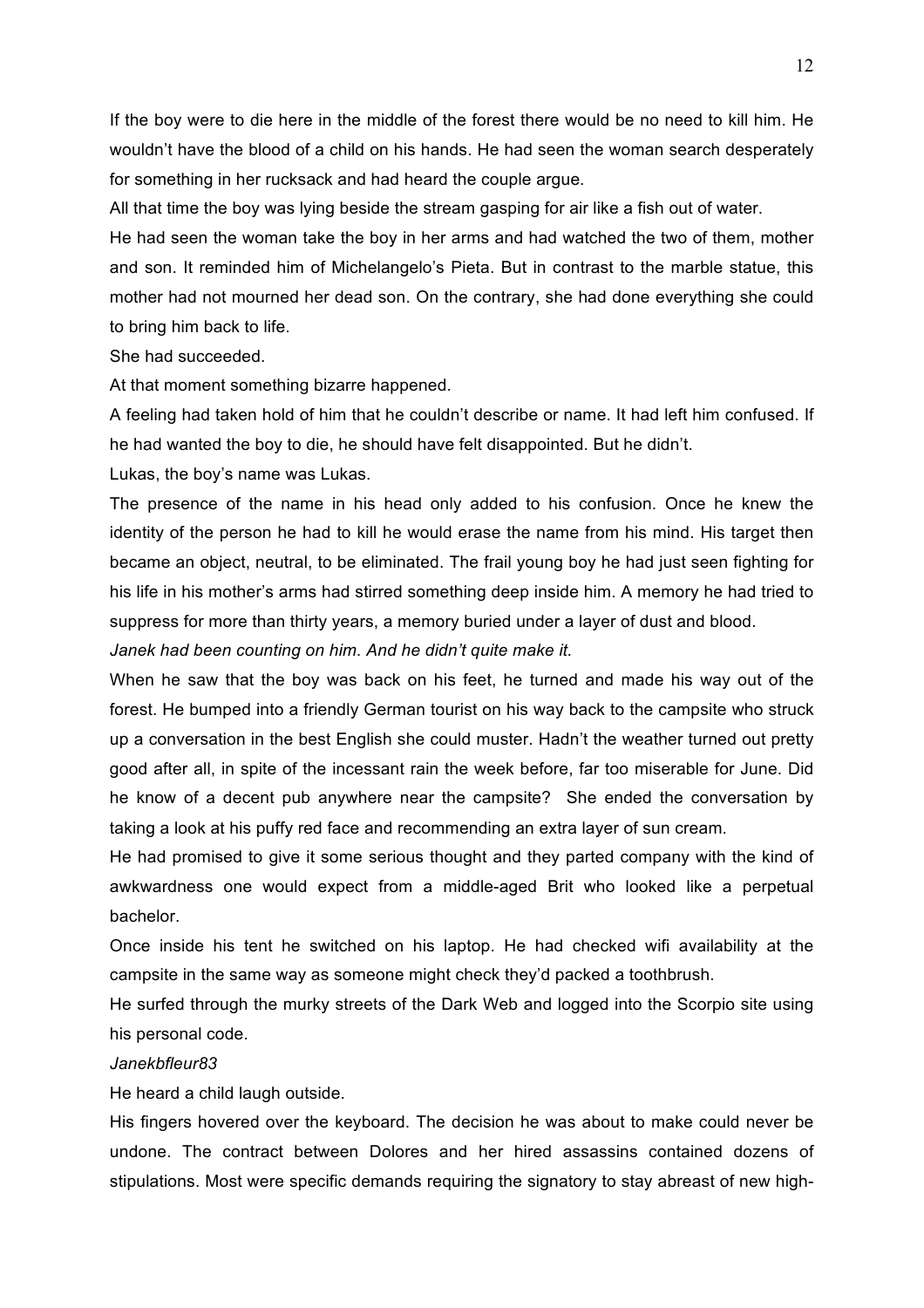If the boy were to die here in the middle of the forest there would be no need to kill him. He wouldn't have the blood of a child on his hands. He had seen the woman search desperately for something in her rucksack and had heard the couple argue.

All that time the boy was lying beside the stream gasping for air like a fish out of water.

He had seen the woman take the boy in her arms and had watched the two of them, mother and son. It reminded him of Michelangelo's Pieta. But in contrast to the marble statue, this mother had not mourned her dead son. On the contrary, she had done everything she could to bring him back to life.

She had succeeded.

At that moment something bizarre happened.

A feeling had taken hold of him that he couldn't describe or name. It had left him confused. If he had wanted the boy to die, he should have felt disappointed. But he didn't.

Lukas, the boy's name was Lukas.

The presence of the name in his head only added to his confusion. Once he knew the identity of the person he had to kill he would erase the name from his mind. His target then became an object, neutral, to be eliminated. The frail young boy he had just seen fighting for his life in his mother's arms had stirred something deep inside him. A memory he had tried to suppress for more than thirty years, a memory buried under a layer of dust and blood.

*Janek had been counting on him. And he didn't quite make it.*

When he saw that the boy was back on his feet, he turned and made his way out of the forest. He bumped into a friendly German tourist on his way back to the campsite who struck up a conversation in the best English she could muster. Hadn't the weather turned out pretty good after all, in spite of the incessant rain the week before, far too miserable for June. Did he know of a decent pub anywhere near the campsite? She ended the conversation by taking a look at his puffy red face and recommending an extra layer of sun cream.

He had promised to give it some serious thought and they parted company with the kind of awkwardness one would expect from a middle-aged Brit who looked like a perpetual bachelor.

Once inside his tent he switched on his laptop. He had checked wifi availability at the campsite in the same way as someone might check they'd packed a toothbrush.

He surfed through the murky streets of the Dark Web and logged into the Scorpio site using his personal code.

*Janekbfleur83*

He heard a child laugh outside.

His fingers hovered over the keyboard. The decision he was about to make could never be undone. The contract between Dolores and her hired assassins contained dozens of stipulations. Most were specific demands requiring the signatory to stay abreast of new high-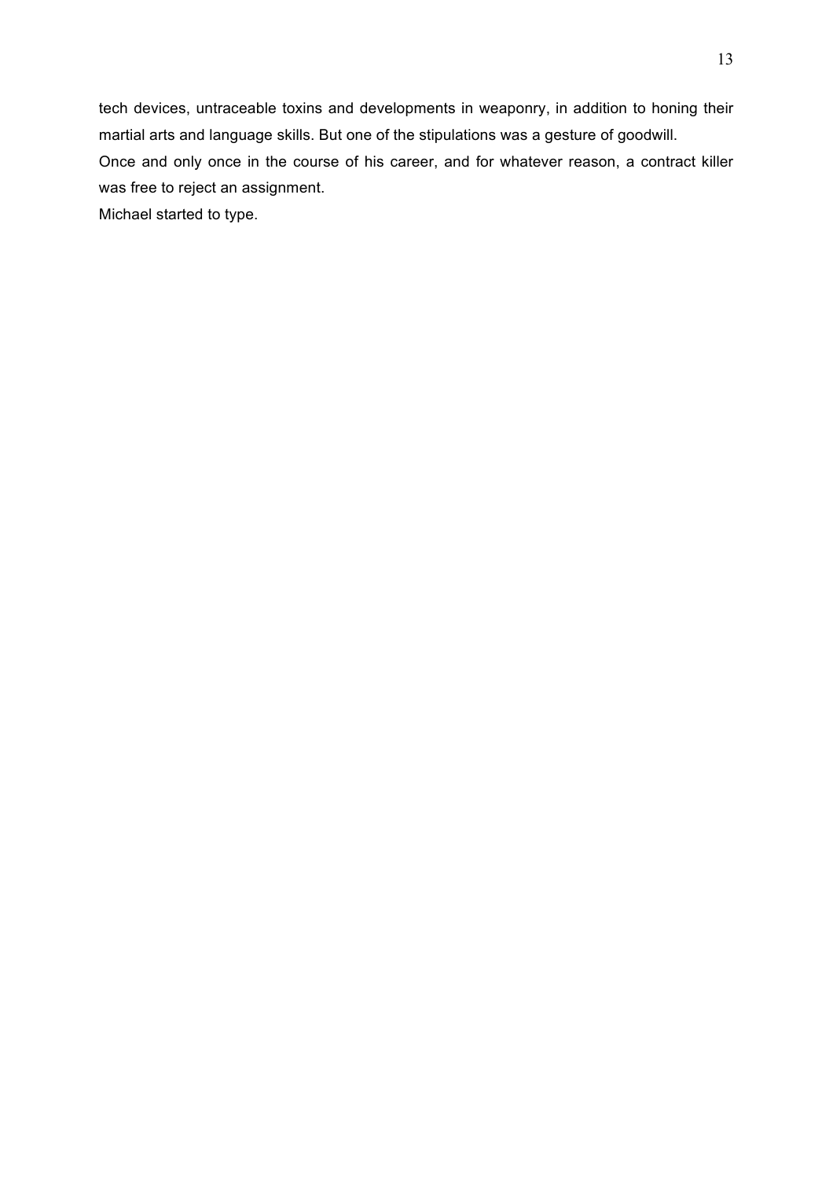tech devices, untraceable toxins and developments in weaponry, in addition to honing their martial arts and language skills. But one of the stipulations was a gesture of goodwill.

Once and only once in the course of his career, and for whatever reason, a contract killer was free to reject an assignment.

Michael started to type.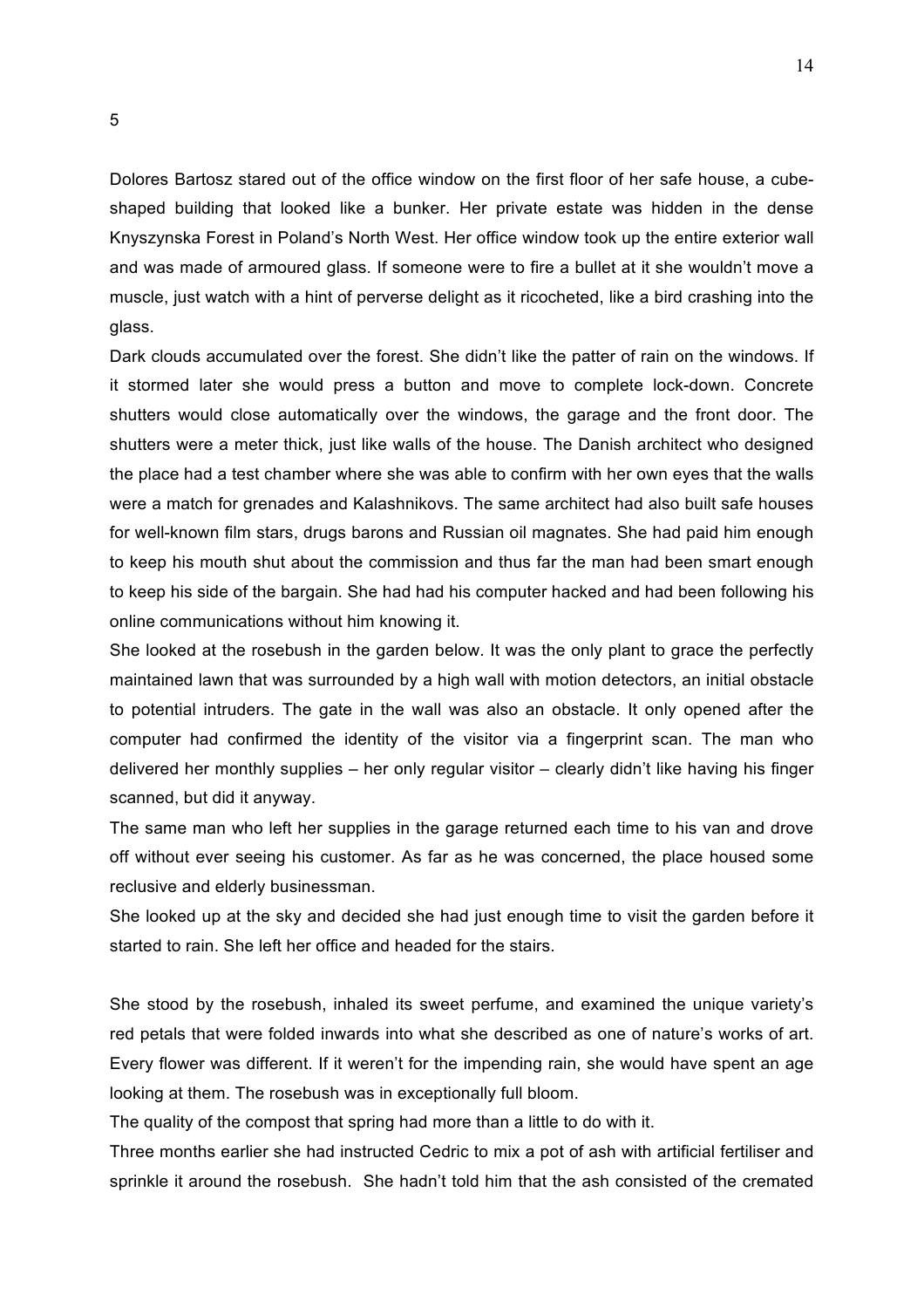# 5

Dolores Bartosz stared out of the office window on the first floor of her safe house, a cube-shaped building that looked like a bunker. Her private estate was hidden in the dense Knyszynska Forest in Poland's North West. Her office window took up the entire exterior wall and was made of armoured glass. If someone were to fire a bullet at it she wouldn't move a muscle, just watch with a hint of perverse delight as it ricocheted, like a bird crashing into the glass.

Dark clouds accumulated over the forest. She didn't like the patter of rain on the windows. If it stormed later she would press a button and move to complete lock-down. Concrete shutters would close automatically over the windows, the garage and the front door. The shutters were a meter thick, just like walls of the house. The Danish architect who designed the place had a test chamber where she was able to confirm with her own eyes that the walls were a match for grenades and Kalashnikovs. The same architect had also built safe houses for well-known film stars, drugs barons and Russian oil magnates. She had paid him enough to keep his mouth shut about the commission and thus far the man had been smart enough to keep his side of the bargain. She had had his computer hacked and had been following his online communications without him knowing it.

She looked at the rosebush in the garden below. It was the only plant to grace the perfectly maintained lawn that was surrounded by a high wall with motion detectors, an initial obstacle to potential intruders. The gate in the wall was also an obstacle. It only opened after the computer had confirmed the identity of the visitor via a fingerprint scan. The man who delivered her monthly supplies – her only regular visitor – clearly didn't like having his finger scanned, but did it anyway.

The same man who left her supplies in the garage returned each time to his van and drove off without ever seeing his customer. As far as he was concerned, the place housed some reclusive and elderly businessman.

She looked up at the sky and decided she had just enough time to visit the garden before it started to rain. She left her office and headed for the stairs.

She stood by the rosebush, inhaled its sweet perfume, and examined the unique variety's red petals that were folded inwards into what she described as one of nature's works of art. Every flower was different. If it weren't for the impending rain, she would have spent an age looking at them. The rosebush was in exceptionally full bloom.

The quality of the compost that spring had more than a little to do with it.

Three months earlier she had instructed Cedric to mix a pot of ash with artificial fertiliser and sprinkle it around the rosebush. She hadn't told him that the ash consisted of the cremated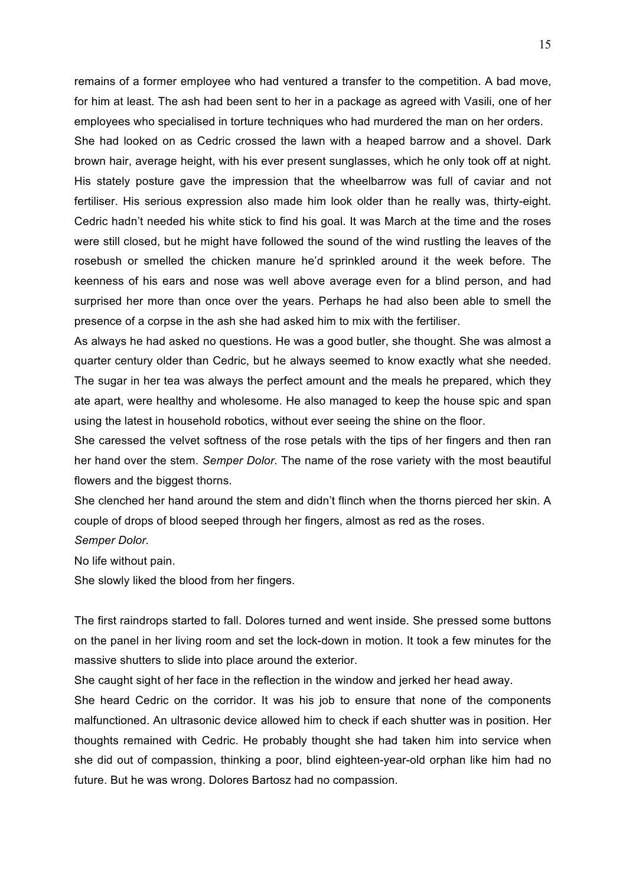remains of a former employee who had ventured a transfer to the competition. A bad move, for him at least. The ash had been sent to her in a package as agreed with Vasili, one of her employees who specialised in torture techniques who had murdered the man on her orders.

She had looked on as Cedric crossed the lawn with a heaped barrow and a shovel. Dark brown hair, average height, with his ever present sunglasses, which he only took off at night. His stately posture gave the impression that the wheelbarrow was full of caviar and not fertiliser. His serious expression also made him look older than he really was, thirty-eight. Cedric hadn't needed his white stick to find his goal. It was March at the time and the roses were still closed, but he might have followed the sound of the wind rustling the leaves of the rosebush or smelled the chicken manure he'd sprinkled around it the week before. The keenness of his ears and nose was well above average even for a blind person, and had surprised her more than once over the years. Perhaps he had also been able to smell the presence of a corpse in the ash she had asked him to mix with the fertiliser.

As always he had asked no questions. He was a good butler, she thought. She was almost a quarter century older than Cedric, but he always seemed to know exactly what she needed. The sugar in her tea was always the perfect amount and the meals he prepared, which they ate apart, were healthy and wholesome. He also managed to keep the house spic and span using the latest in household robotics, without ever seeing the shine on the floor.

She caressed the velvet softness of the rose petals with the tips of her fingers and then ran her hand over the stem. *Semper Dolor*. The name of the rose variety with the most beautiful flowers and the biggest thorns.

She clenched her hand around the stem and didn't flinch when the thorns pierced her skin. A couple of drops of blood seeped through her fingers, almost as red as the roses.

*Semper Dolor.*

No life without pain.

She slowly liked the blood from her fingers.

The first raindrops started to fall. Dolores turned and went inside. She pressed some buttons on the panel in her living room and set the lock-down in motion. It took a few minutes for the massive shutters to slide into place around the exterior.

She caught sight of her face in the reflection in the window and jerked her head away.

She heard Cedric on the corridor. It was his job to ensure that none of the components malfunctioned. An ultrasonic device allowed him to check if each shutter was in position. Her thoughts remained with Cedric. He probably thought she had taken him into service when she did out of compassion, thinking a poor, blind eighteen-year-old orphan like him had no future. But he was wrong. Dolores Bartosz had no compassion.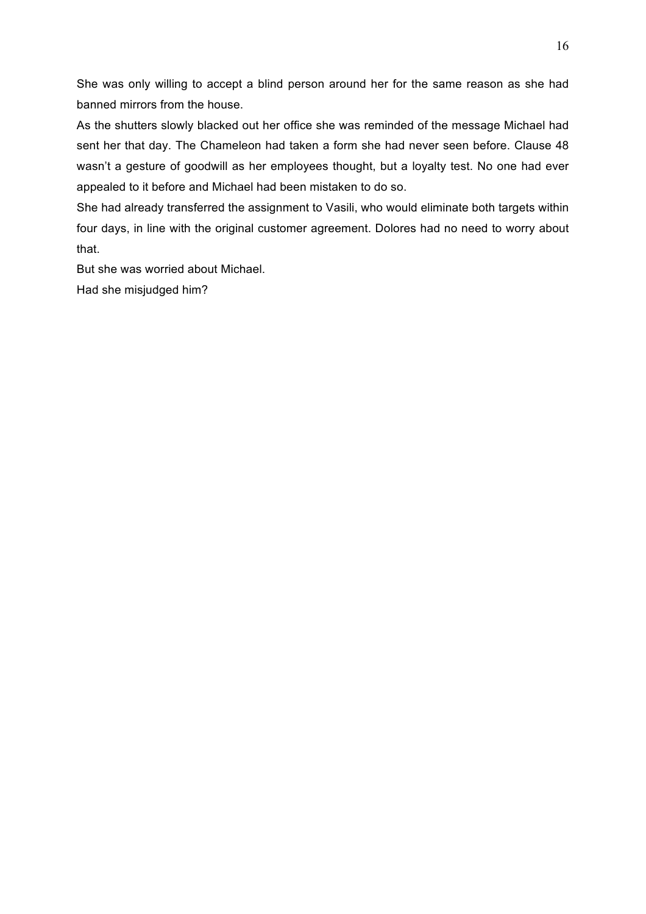She was only willing to accept a blind person around her for the same reason as she had banned mirrors from the house.

As the shutters slowly blacked out her office she was reminded of the message Michael had sent her that day. The Chameleon had taken a form she had never seen before. Clause 48 wasn't a gesture of goodwill as her employees thought, but a loyalty test. No one had ever appealed to it before and Michael had been mistaken to do so.

She had already transferred the assignment to Vasili, who would eliminate both targets within four days, in line with the original customer agreement. Dolores had no need to worry about that.

But she was worried about Michael.

Had she misjudged him?